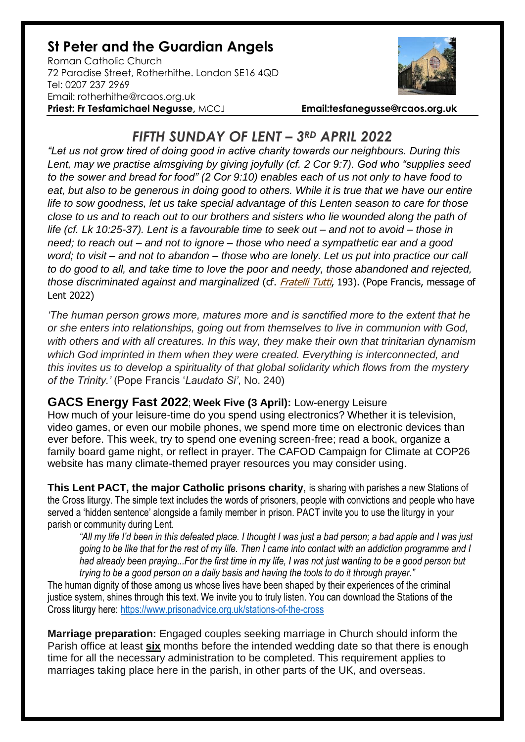# St Peter and the Guardian Angels

Roman Catholic Church
72 Paradise Street, Rotherhithe. London SE16 4QD
Tel: 0207 237 2969
Email: rotherhithe@rcaos.org.uk
**Priest: Fr Tesfamichael Negusse,** MCCJ **Email:tesfanegusse@rcaos.org.uk**

## *FIFTH SUNDAY OF LENT – 3RD APRIL 2022*

*"Let us not grow tired of doing good in active charity towards our neighbours. During this Lent, may we practise almsgiving by giving joyfully (cf. 2 Cor 9:7). God who "supplies seed to the sower and bread for food" (2 Cor 9:10) enables each of us not only to have food to eat, but also to be generous in doing good to others. While it is true that we have our entire life to sow goodness, let us take special advantage of this Lenten season to care for those close to us and to reach out to our brothers and sisters who lie wounded along the path of life (cf. Lk 10:25-37). Lent is a favourable time to seek out – and not to avoid – those in need; to reach out – and not to ignore – those who need a sympathetic ear and a good word; to visit – and not to abandon – those who are lonely. Let us put into practice our call to do good to all, and take time to love the poor and needy, those abandoned and rejected, those discriminated against and marginalized* (cf. *Fratelli Tutti*, 193). (Pope Francis, message of Lent 2022)

*'The human person grows more, matures more and is sanctified more to the extent that he or she enters into relationships, going out from themselves to live in communion with God, with others and with all creatures. In this way, they make their own that trinitarian dynamism which God imprinted in them when they were created. Everything is interconnected, and this invites us to develop a spirituality of that global solidarity which flows from the mystery of the Trinity.'* (Pope Francis '*Laudato Si'*', No. 240)

**GACS Energy Fast 2022**; **Week Five (3 April):** Low-energy Leisure
How much of your leisure-time do you spend using electronics? Whether it is television, video games, or even our mobile phones, we spend more time on electronic devices than ever before. This week, try to spend one evening screen-free; read a book, organize a family board game night, or reflect in prayer. The CAFOD Campaign for Climate at COP26 website has many climate-themed prayer resources you may consider using.

**This Lent PACT, the major Catholic prisons charity**, is sharing with parishes a new Stations of the Cross liturgy. The simple text includes the words of prisoners, people with convictions and people who have served a 'hidden sentence' alongside a family member in prison. PACT invite you to use the liturgy in your parish or community during Lent.

> *"All my life I'd been in this defeated place. I thought I was just a bad person; a bad apple and I was just going to be like that for the rest of my life. Then I came into contact with an addiction programme and I had already been praying...For the first time in my life, I was not just wanting to be a good person but trying to be a good person on a daily basis and having the tools to do it through prayer."*

The human dignity of those among us whose lives have been shaped by their experiences of the criminal justice system, shines through this text. We invite you to truly listen. You can download the Stations of the Cross liturgy here: https://www.prisonadvice.org.uk/stations-of-the-cross

**Marriage preparation:** Engaged couples seeking marriage in Church should inform the Parish office at least **six** months before the intended wedding date so that there is enough time for all the necessary administration to be completed. This requirement applies to marriages taking place here in the parish, in other parts of the UK, and overseas.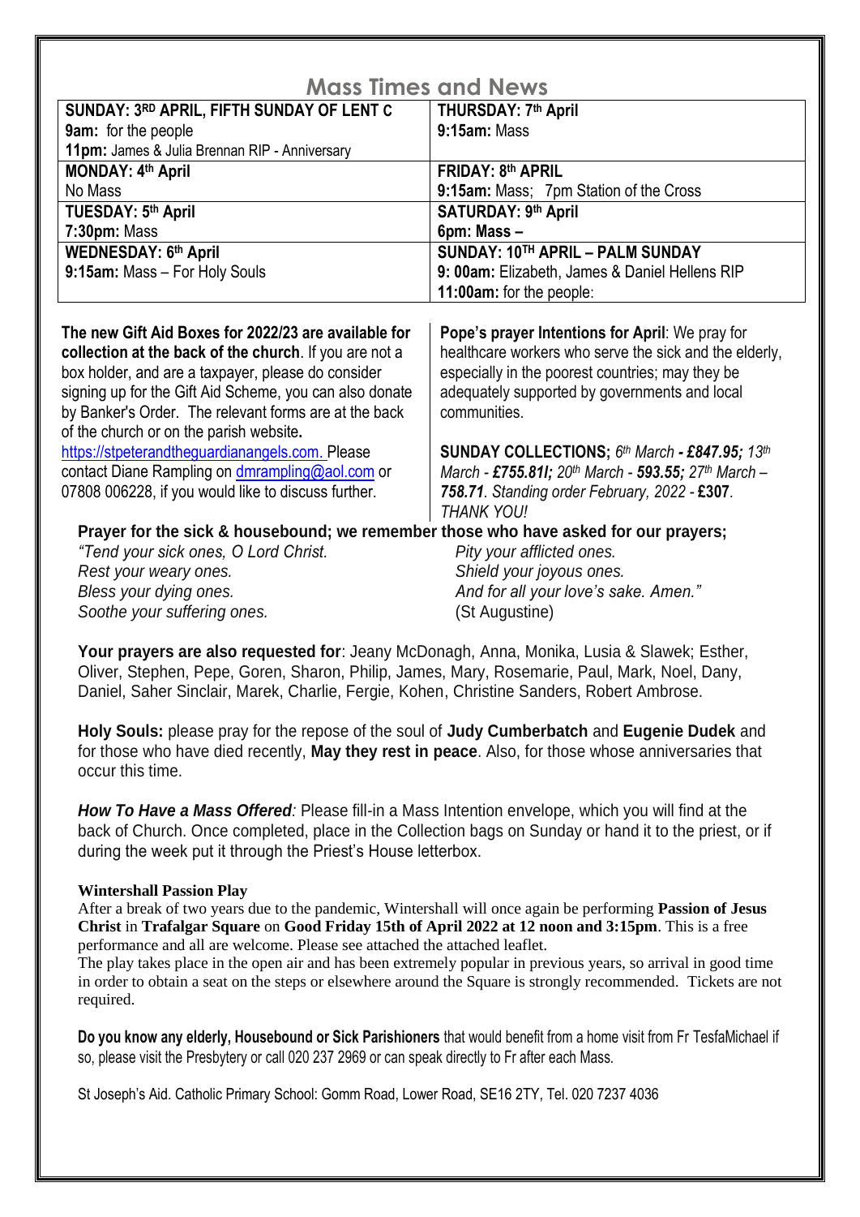# Mass Times and News

| | |
|---|---|
| **SUNDAY: 3RD APRIL, FIFTH SUNDAY OF LENT C** | **THURSDAY: 7th April** |
| **9am:** for the people | **9:15am:** Mass |
| **11pm:** James & Julia Brennan RIP - Anniversary | |
| **MONDAY: 4th April** | **FRIDAY: 8th APRIL** |
| No Mass | **9:15am:** Mass; 7pm Station of the Cross |
| **TUESDAY: 5th April** | **SATURDAY: 9th April** |
| **7:30pm:** Mass | **6pm: Mass –** |
| **WEDNESDAY: 6th April** | **SUNDAY: 10TH APRIL – PALM SUNDAY** |
| **9:15am:** Mass – For Holy Souls | **9: 00am:** Elizabeth, James & Daniel Hellens RIP |
| | **11:00am:** for the people: |

**The new Gift Aid Boxes for 2022/23 are available for collection at the back of the church**. If you are not a box holder, and are a taxpayer, please do consider signing up for the Gift Aid Scheme, you can also donate by Banker's Order. The relevant forms are at the back of the church or on the parish website**.** https://stpeterandtheguardianangels.com. Please contact Diane Rampling on dmrampling@aol.com or 07808 006228, if you would like to discuss further.

**Pope's prayer Intentions for April**: We pray for healthcare workers who serve the sick and the elderly, especially in the poorest countries; may they be adequately supported by governments and local communities.

**SUNDAY COLLECTIONS;** *6th March* ***- £847.95;*** *13th March -* ***£755.81l;*** *20th March -* ***593.55;*** *27th March –* ***758.71****. Standing order February, 2022 -* **£307**. *THANK YOU!*

**Prayer for the sick & housebound; we remember those who have asked for our prayers;**

*"Tend your sick ones, O Lord Christ.*
*Rest your weary ones.*
*Bless your dying ones.*
*Soothe your suffering ones.*
*Pity your afflicted ones.*
*Shield your joyous ones.*
*And for all your love's sake. Amen."*
(St Augustine)

**Your prayers are also requested for**: Jeany McDonagh, Anna, Monika, Lusia & Slawek; Esther, Oliver, Stephen, Pepe, Goren, Sharon, Philip, James, Mary, Rosemarie, Paul, Mark, Noel, Dany, Daniel, Saher Sinclair, Marek, Charlie, Fergie, Kohen, Christine Sanders, Robert Ambrose.

**Holy Souls:** please pray for the repose of the soul of **Judy Cumberbatch** and **Eugenie Dudek** and for those who have died recently, **May they rest in peace**. Also, for those whose anniversaries that occur this time.

***How To Have a Mass Offered****:* Please fill-in a Mass Intention envelope, which you will find at the back of Church. Once completed, place in the Collection bags on Sunday or hand it to the priest, or if during the week put it through the Priest's House letterbox.

**Wintershall Passion Play**

After a break of two years due to the pandemic, Wintershall will once again be performing **Passion of Jesus Christ** in **Trafalgar Square** on **Good Friday 15th of April 2022 at 12 noon and 3:15pm**. This is a free performance and all are welcome. Please see attached the attached leaflet.

The play takes place in the open air and has been extremely popular in previous years, so arrival in good time in order to obtain a seat on the steps or elsewhere around the Square is strongly recommended. Tickets are not required.

**Do you know any elderly, Housebound or Sick Parishioners** that would benefit from a home visit from Fr TesfaMichael if so, please visit the Presbytery or call 020 237 2969 or can speak directly to Fr after each Mass.

St Joseph's Aid. Catholic Primary School: Gomm Road, Lower Road, SE16 2TY, Tel. 020 7237 4036